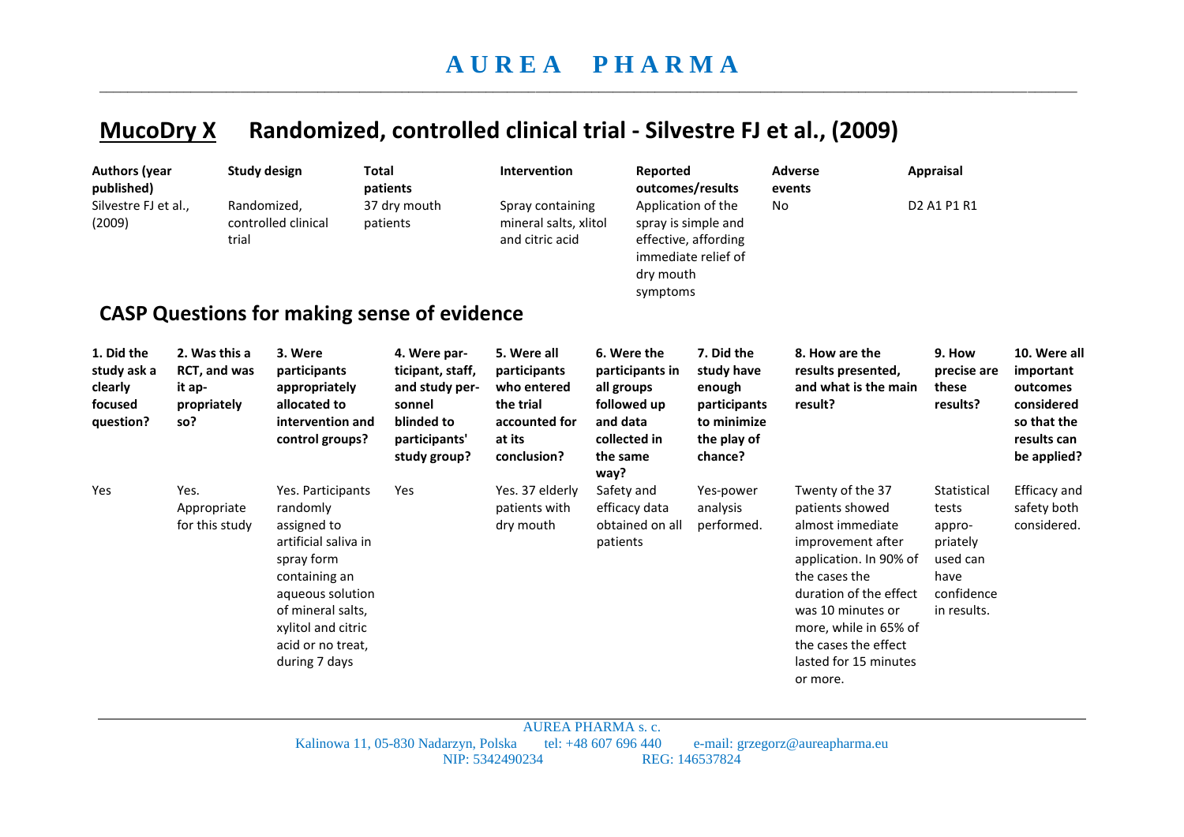# AUREA PHARMA

## MucoDry X Randomized, controlled clinical trial - Silvestre FJ et al., (2009)

| Authors (year published) | Study design | Total patients | Intervention | Reported outcomes/results | Adverse events | Appraisal |
|---|---|---|---|---|---|---|
| Silvestre FJ et al., (2009) | Randomized, controlled clinical trial | 37 dry mouth patients | Spray containing mineral salts, xlitol and citric acid | Application of the spray is simple and effective, affording immediate relief of dry mouth symptoms | No | D2 A1 P1 R1 |

## CASP Questions for making sense of evidence

| 1. Did the study ask a clearly focused question? | 2. Was this a RCT, and was it appropriately so? | 3. Were participants appropriately allocated to intervention and control groups? | 4. Were participant, staff, and study personnel blinded to participants' study group? | 5. Were all participants who entered the trial accounted for at its conclusion? | 6. Were the participants in all groups followed up and data collected in the same way? | 7. Did the study have enough participants to minimize the play of chance? | 8. How are the results presented, and what is the main result? | 9. How precise are these results? | 10. Were all important outcomes considered so that the results can be applied? |
|---|---|---|---|---|---|---|---|---|---|
| Yes | Yes. Appropriate for this study | Yes. Participants randomly assigned to artificial saliva in spray form containing an aqueous solution of mineral salts, xylitol and citric acid or no treat, during 7 days | Yes | Yes. 37 elderly patients with dry mouth | Safety and efficacy data obtained on all patients | Yes-power analysis performed. | Twenty of the 37 patients showed almost immediate improvement after application. In 90% of the cases the duration of the effect was 10 minutes or more, while in 65% of the cases the effect lasted for 15 minutes or more. | Statistical tests appropriately used can have confidence in results. | Efficacy and safety both considered. |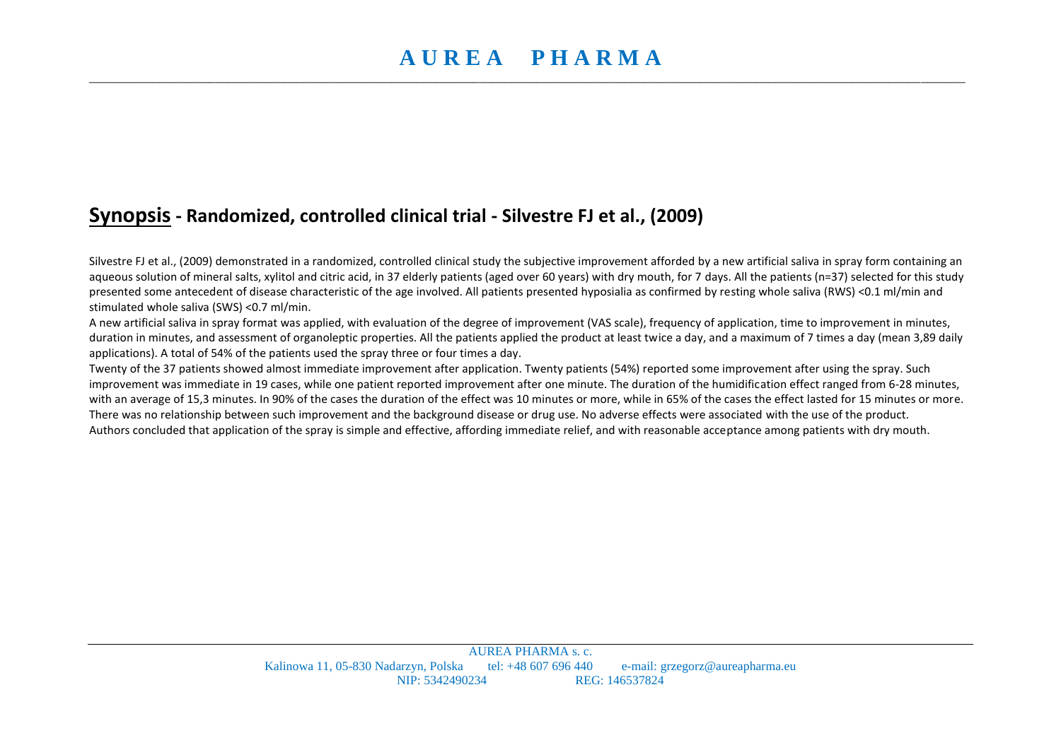## **Synopsis** - Randomized, controlled clinical trial - Silvestre FJ et al., (2009)

Silvestre FJ et al., (2009) demonstrated in a randomized, controlled clinical study the subjective improvement afforded by a new artificial saliva in spray form containing an aqueous solution of mineral salts, xylitol and citric acid, in 37 elderly patients (aged over 60 years) with dry mouth, for 7 days. All the patients (n=37) selected for this study presented some antecedent of disease characteristic of the age involved. All patients presented hyposialia as confirmed by resting whole saliva (RWS) <0.1 ml/min and stimulated whole saliva (SWS) <0.7 ml/min.

A new artificial saliva in spray format was applied, with evaluation of the degree of improvement (VAS scale), frequency of application, time to improvement in minutes, duration in minutes, and assessment of organoleptic properties. All the patients applied the product at least twice a day, and a maximum of 7 times a day (mean 3,89 daily applications). A total of 54% of the patients used the spray three or four times a day.

Twenty of the 37 patients showed almost immediate improvement after application. Twenty patients (54%) reported some improvement after using the spray. Such improvement was immediate in 19 cases, while one patient reported improvement after one minute. The duration of the humidification effect ranged from 6-28 minutes, with an average of 15,3 minutes. In 90% of the cases the duration of the effect was 10 minutes or more, while in 65% of the cases the effect lasted for 15 minutes or more. There was no relationship between such improvement and the background disease or drug use. No adverse effects were associated with the use of the product.

Authors concluded that application of the spray is simple and effective, affording immediate relief, and with reasonable acceptance among patients with dry mouth.